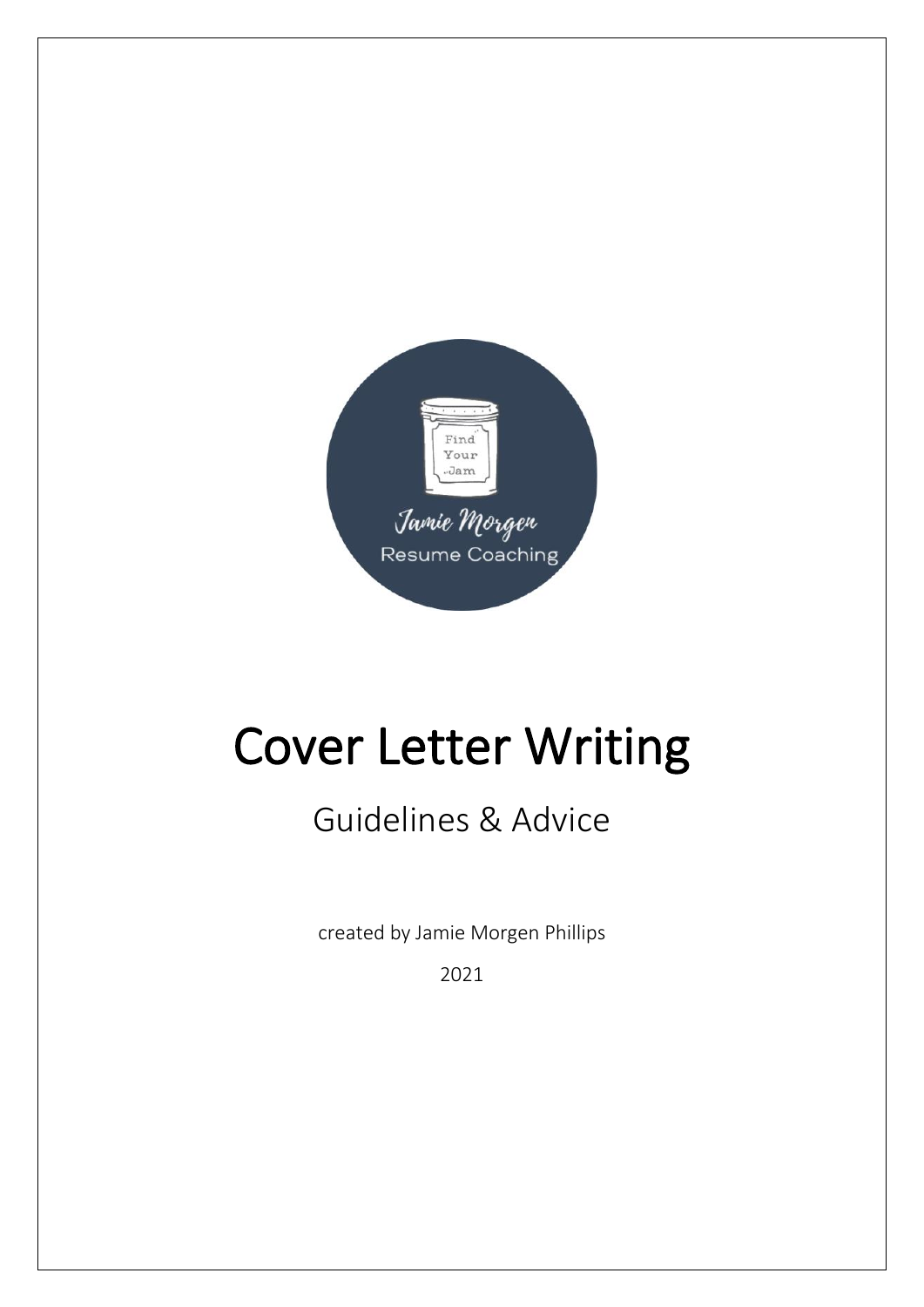# Cover Letter Writing

## Guidelines & Advice

created by Jamie Morgen Phillips

2021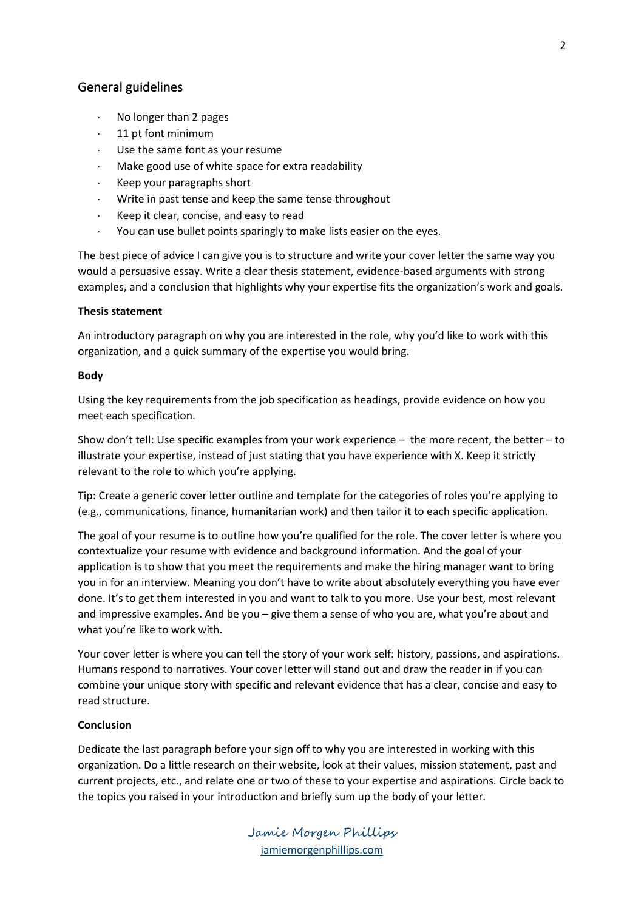## General guidelines

- No longer than 2 pages
- 11 pt font minimum
- Use the same font as your resume
- Make good use of white space for extra readability
- Keep your paragraphs short
- Write in past tense and keep the same tense throughout
- Keep it clear, concise, and easy to read
- You can use bullet points sparingly to make lists easier on the eyes.

The best piece of advice I can give you is to structure and write your cover letter the same way you would a persuasive essay. Write a clear thesis statement, evidence-based arguments with strong examples, and a conclusion that highlights why your expertise fits the organization's work and goals.

**Thesis statement**

An introductory paragraph on why you are interested in the role, why you'd like to work with this organization, and a quick summary of the expertise you would bring.

**Body**

Using the key requirements from the job specification as headings, provide evidence on how you meet each specification.

Show don't tell: Use specific examples from your work experience – the more recent, the better – to illustrate your expertise, instead of just stating that you have experience with X. Keep it strictly relevant to the role to which you're applying.

Tip: Create a generic cover letter outline and template for the categories of roles you're applying to (e.g., communications, finance, humanitarian work) and then tailor it to each specific application.

The goal of your resume is to outline how you're qualified for the role. The cover letter is where you contextualize your resume with evidence and background information. And the goal of your application is to show that you meet the requirements and make the hiring manager want to bring you in for an interview. Meaning you don't have to write about absolutely everything you have ever done. It's to get them interested in you and want to talk to you more. Use your best, most relevant and impressive examples. And be you – give them a sense of who you are, what you're about and what you're like to work with.

Your cover letter is where you can tell the story of your work self: history, passions, and aspirations. Humans respond to narratives. Your cover letter will stand out and draw the reader in if you can combine your unique story with specific and relevant evidence that has a clear, concise and easy to read structure.

**Conclusion**

Dedicate the last paragraph before your sign off to why you are interested in working with this organization. Do a little research on their website, look at their values, mission statement, past and current projects, etc., and relate one or two of these to your expertise and aspirations. Circle back to the topics you raised in your introduction and briefly sum up the body of your letter.

Jamie Morgen Phillips
jamiemorgenphillips.com